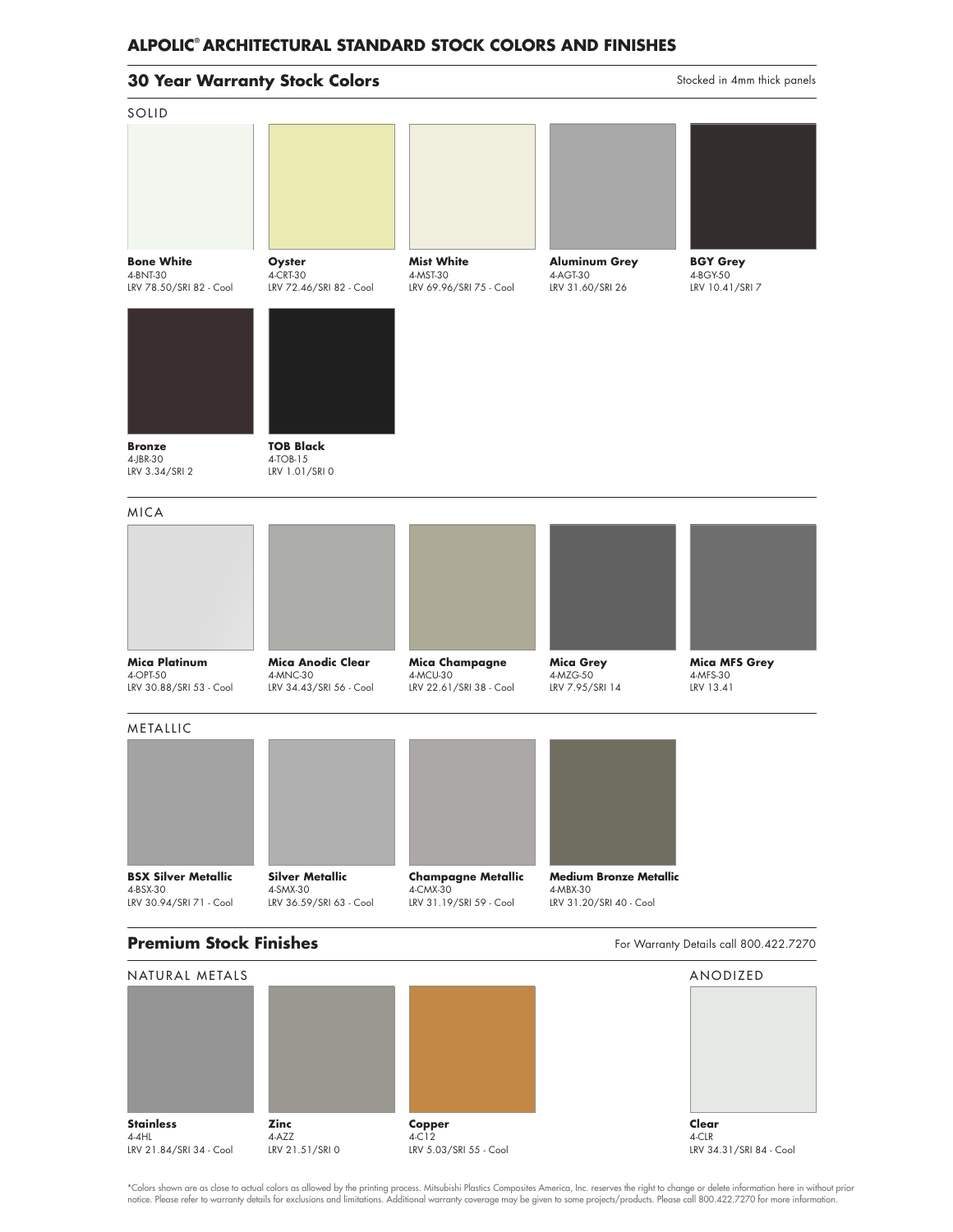# ALPOLIC® ARCHITECTURAL STANDARD STOCK COLORS AND FINISHES

## 30 Year Warranty Stock Colors

Stocked in 4mm thick panels

### SOLID

**Bone White**
4-BNT-30
LRV 78.50/SRI 82 - Cool

**Oyster**
4-CRT-30
LRV 72.46/SRI 82 - Cool

**Mist White**
4-MST-30
LRV 69.96/SRI 75 - Cool

**Aluminum Grey**
4-AGT-30
LRV 31.60/SRI 26

**BGY Grey**
4-BGY-50
LRV 10.41/SRI 7

**Bronze**
4-JBR-30
LRV 3.34/SRI 2

**TOB Black**
4-TOB-15
LRV 1.01/SRI 0

### MICA

**Mica Platinum**
4-OPT-50
LRV 30.88/SRI 53 - Cool

**Mica Anodic Clear**
4-MNC-30
LRV 34.43/SRI 56 - Cool

**Mica Champagne**
4-MCU-30
LRV 22.61/SRI 38 - Cool

**Mica Grey**
4-MZG-50
LRV 7.95/SRI 14

**Mica MFS Grey**
4-MFS-30
LRV 13.41

### METALLIC

**BSX Silver Metallic**
4-BSX-30
LRV 30.94/SRI 71 - Cool

**Silver Metallic**
4-SMX-30
LRV 36.59/SRI 63 - Cool

**Champagne Metallic**
4-CMX-30
LRV 31.19/SRI 59 - Cool

**Medium Bronze Metallic**
4-MBX-30
LRV 31.20/SRI 40 - Cool

## Premium Stock Finishes

For Warranty Details call 800.422.7270

### NATURAL METALS

**Stainless**
4-4HL
LRV 21.84/SRI 34 - Cool

**Zinc**
4-AZZ
LRV 21.51/SRI 0

**Copper**
4-C12
LRV 5.03/SRI 55 - Cool

### ANODIZED

**Clear**
4-CLR
LRV 34.31/SRI 84 - Cool

*Colors shown are as close to actual colors as allowed by the printing process. Mitsubishi Plastics Composites America, Inc. reserves the right to change or delete information here in without prior notice. Please refer to warranty details for exclusions and limitations. Additional warranty coverage may be given to some projects/products. Please call 800.422.7270 for more information.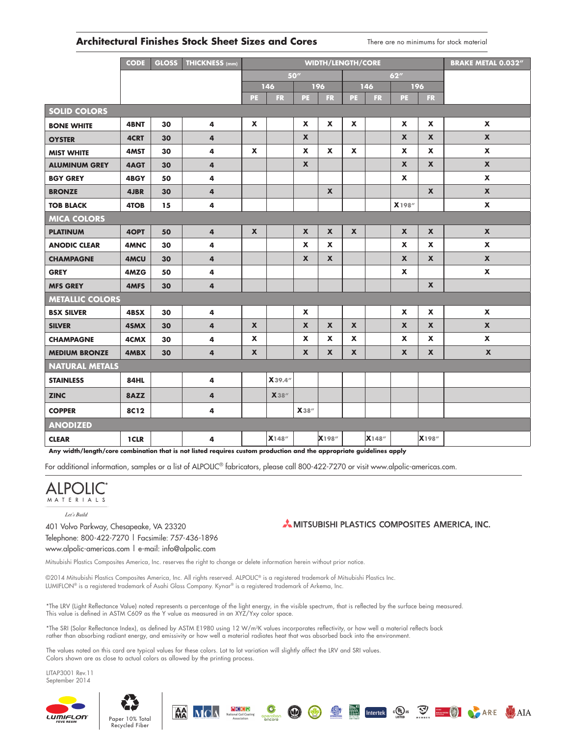## Architectural Finishes Stock Sheet Sizes and Cores

There are no minimums for stock material

| | CODE | GLOSS | THICKNESS (mm) | WIDTH/LENGTH/CORE | | | | | | | | BRAKE METAL 0.032″ |
|---|---|---|---|---|---|---|---|---|---|---|---|---|
| | | | | 50″ | | | | 62″ | | | | |
| | | | | 146 | | 196 | | 146 | | 196 | | |
| | | | | PE | FR | PE | FR | PE | FR | PE | FR | |
| **SOLID COLORS** | | | | | | | | | | | | |
| BONE WHITE | 4BNT | 30 | 4 | X | | X | X | X | | X | X | X |
| OYSTER | 4CRT | 30 | 4 | | | X | | | | X | X | X |
| MIST WHITE | 4MST | 30 | 4 | X | | X | X | X | | X | X | X |
| ALUMINUM GREY | 4AGT | 30 | 4 | | | X | | | | X | X | X |
| BGY GREY | 4BGY | 50 | 4 | | | | | | | X | | X |
| BRONZE | 4JBR | 30 | 4 | | | | X | | | | X | X |
| TOB BLACK | 4TOB | 15 | 4 | | | | | | | X 198″ | | X |
| **MICA COLORS** | | | | | | | | | | | | |
| PLATINUM | 4OPT | 50 | 4 | X | | X | X | X | | X | X | X |
| ANODIC CLEAR | 4MNC | 30 | 4 | | | X | X | | | X | X | X |
| CHAMPAGNE | 4MCU | 30 | 4 | | | X | X | | | X | X | X |
| GREY | 4MZG | 50 | 4 | | | | | | | X | | X |
| MFS GREY | 4MFS | 30 | 4 | | | | | | | | X | |
| **METALLIC COLORS** | | | | | | | | | | | | |
| BSX SILVER | 4BSX | 30 | 4 | | | X | | | | X | X | X |
| SILVER | 4SMX | 30 | 4 | X | | X | X | X | | X | X | X |
| CHAMPAGNE | 4CMX | 30 | 4 | X | | X | X | X | | X | X | X |
| MEDIUM BRONZE | 4MBX | 30 | 4 | X | | X | X | X | | X | X | X |
| **NATURAL METALS** | | | | | | | | | | | | |
| STAINLESS | 84HL | | 4 | | X 39.4″ | | | | | | | |
| ZINC | 8AZZ | | 4 | | X 38″ | | | | | | | |
| COPPER | 8C12 | | 4 | | | X 38″ | | | | | | |
| **ANODIZED** | | | | | | | | | | | | |
| CLEAR | 1CLR | | 4 | | X 148″ | | X 198″ | | X 148″ | | X 198″ | |

**Any width/length/core combination that is not listed requires custom production and the appropriate guidelines apply**

For additional information, samples or a list of ALPOLIC® fabricators, please call 800-422-7270 or visit www.alpolic-americas.com.

ALPOLIC® MATERIALS

*Let's Build*

401 Volvo Parkway, Chesapeake, VA 23320
Telephone: 800-422-7270 | Facsimile: 757-436-1896
www.alpolic-americas.com | e-mail: info@alpolic.com

MITSUBISHI PLASTICS COMPOSITES AMERICA, INC.

Mitsubishi Plastics Composites America, Inc. reserves the right to change or delete information herein without prior notice.

©2014 Mitsubishi Plastics Composites America, Inc. All rights reserved. ALPOLIC® is a registered trademark of Mitsubishi Plastics Inc.
LUMIFLON® is a registered trademark of Asahi Glass Company. Kynar® is a registered trademark of Arkema, Inc.

*The LRV (Light Reflectance Value) noted represents a percentage of the light energy, in the visible spectrum, that is reflected by the surface being measured. This value is defined in ASTM C609 as the Y value as measured in an XYZ/Yxy color space.

*The SRI (Solar Reflectance Index), as defined by ASTM E1980 using 12 W/m²K values incorporates reflectivity, or how well a material reflects back rather than absorbing radiant energy, and emissivity or how well a material radiates heat that was absorbed back into the environment.

The values noted on this card are typical values for these colors. Lot to lot variation will slightly affect the LRV and SRI values.
Colors shown are as close to actual colors as allowed by the printing process.

LITAP3001 Rev.11
September 2014

LUMIFLON FEVE RESIN

Paper 10% Total Recycled Fiber